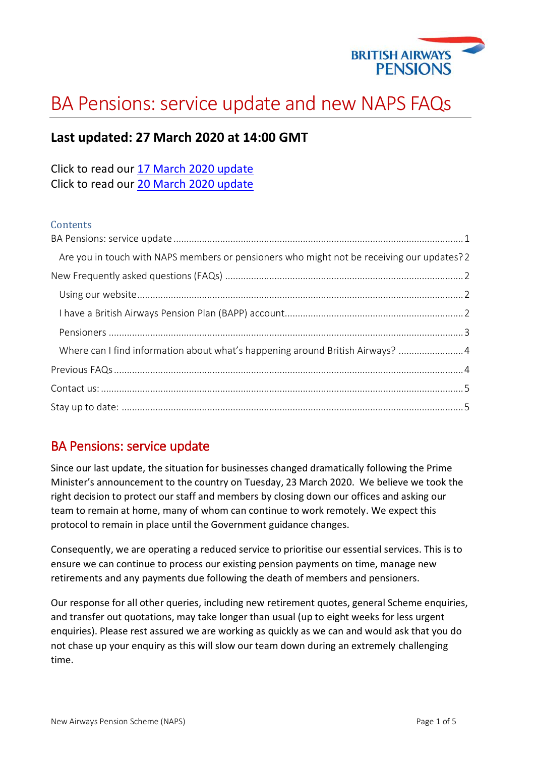BRITISH AIRWAYS
PENSIONS

# BA Pensions: service update and new NAPS FAQs

## Last updated: 27 March 2020 at 14:00 GMT

Click to read our [17 March 2020 update]()
Click to read our [20 March 2020 update]()

### Contents

BA Pensions: service update ..... 1
- Are you in touch with NAPS members or pensioners who might not be receiving our updates? 2

New Frequently asked questions (FAQs) ..... 2
- Using our website ..... 2
- I have a British Airways Pension Plan (BAPP) account ..... 2
- Pensioners ..... 3
- Where can I find information about what's happening around British Airways? ..... 4

Previous FAQs ..... 4

Contact us: ..... 5

Stay up to date: ..... 5

## BA Pensions: service update

Since our last update, the situation for businesses changed dramatically following the Prime Minister's announcement to the country on Tuesday, 23 March 2020. We believe we took the right decision to protect our staff and members by closing down our offices and asking our team to remain at home, many of whom can continue to work remotely. We expect this protocol to remain in place until the Government guidance changes.

Consequently, we are operating a reduced service to prioritise our essential services. This is to ensure we can continue to process our existing pension payments on time, manage new retirements and any payments due following the death of members and pensioners.

Our response for all other queries, including new retirement quotes, general Scheme enquiries, and transfer out quotations, may take longer than usual (up to eight weeks for less urgent enquiries). Please rest assured we are working as quickly as we can and would ask that you do not chase up your enquiry as this will slow our team down during an extremely challenging time.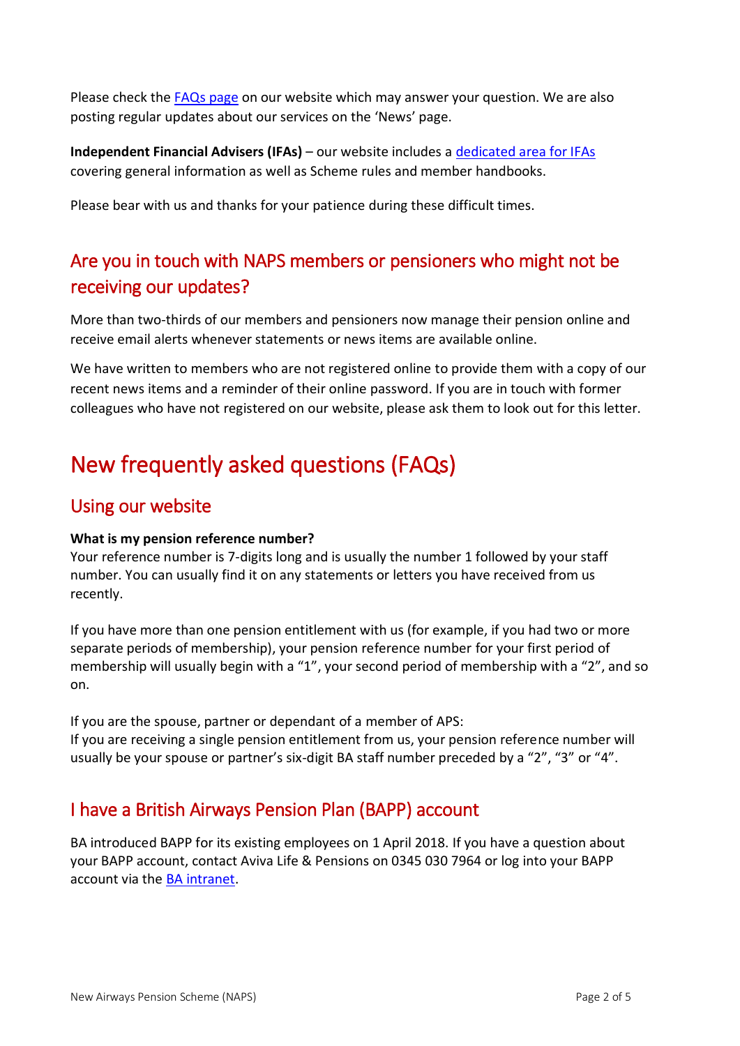Please check the [FAQs page](#) on our website which may answer your question. We are also posting regular updates about our services on the 'News' page.

**Independent Financial Advisers (IFAs)** – our website includes a [dedicated area for IFAs](#) covering general information as well as Scheme rules and member handbooks.

Please bear with us and thanks for your patience during these difficult times.

## Are you in touch with NAPS members or pensioners who might not be receiving our updates?

More than two-thirds of our members and pensioners now manage their pension online and receive email alerts whenever statements or news items are available online.

We have written to members who are not registered online to provide them with a copy of our recent news items and a reminder of their online password. If you are in touch with former colleagues who have not registered on our website, please ask them to look out for this letter.

# New frequently asked questions (FAQs)

## Using our website

**What is my pension reference number?**
Your reference number is 7-digits long and is usually the number 1 followed by your staff number. You can usually find it on any statements or letters you have received from us recently.

If you have more than one pension entitlement with us (for example, if you had two or more separate periods of membership), your pension reference number for your first period of membership will usually begin with a "1", your second period of membership with a "2", and so on.

If you are the spouse, partner or dependant of a member of APS:
If you are receiving a single pension entitlement from us, your pension reference number will usually be your spouse or partner's six-digit BA staff number preceded by a "2", "3" or "4".

## I have a British Airways Pension Plan (BAPP) account

BA introduced BAPP for its existing employees on 1 April 2018. If you have a question about your BAPP account, contact Aviva Life & Pensions on 0345 030 7964 or log into your BAPP account via the [BA intranet](#).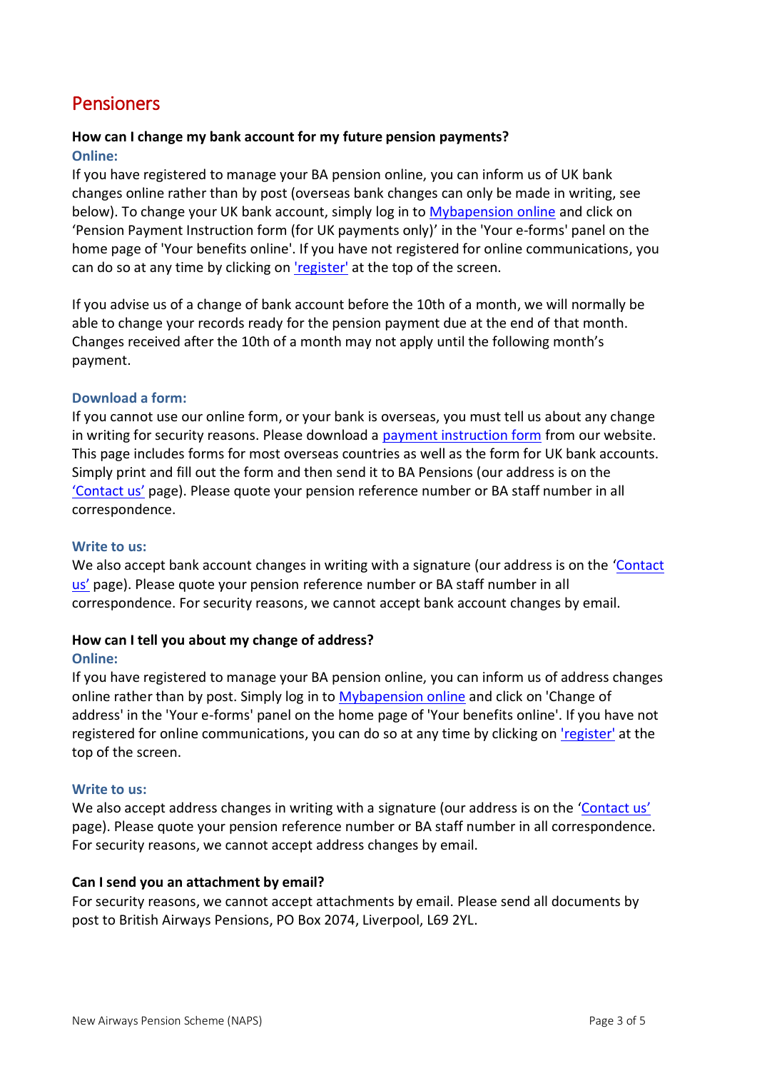# Pensioners

**How can I change my bank account for my future pension payments?**

### Online:

If you have registered to manage your BA pension online, you can inform us of UK bank changes online rather than by post (overseas bank changes can only be made in writing, see below). To change your UK bank account, simply log in to Mybapension online and click on 'Pension Payment Instruction form (for UK payments only)' in the 'Your e-forms' panel on the home page of 'Your benefits online'. If you have not registered for online communications, you can do so at any time by clicking on 'register' at the top of the screen.

If you advise us of a change of bank account before the 10th of a month, we will normally be able to change your records ready for the pension payment due at the end of that month. Changes received after the 10th of a month may not apply until the following month's payment.

### Download a form:

If you cannot use our online form, or your bank is overseas, you must tell us about any change in writing for security reasons. Please download a payment instruction form from our website. This page includes forms for most overseas countries as well as the form for UK bank accounts. Simply print and fill out the form and then send it to BA Pensions (our address is on the 'Contact us' page). Please quote your pension reference number or BA staff number in all correspondence.

### Write to us:

We also accept bank account changes in writing with a signature (our address is on the 'Contact us' page). Please quote your pension reference number or BA staff number in all correspondence. For security reasons, we cannot accept bank account changes by email.

**How can I tell you about my change of address?**

### Online:

If you have registered to manage your BA pension online, you can inform us of address changes online rather than by post. Simply log in to Mybapension online and click on 'Change of address' in the 'Your e-forms' panel on the home page of 'Your benefits online'. If you have not registered for online communications, you can do so at any time by clicking on 'register' at the top of the screen.

### Write to us:

We also accept address changes in writing with a signature (our address is on the 'Contact us' page). Please quote your pension reference number or BA staff number in all correspondence. For security reasons, we cannot accept address changes by email.

**Can I send you an attachment by email?**

For security reasons, we cannot accept attachments by email. Please send all documents by post to British Airways Pensions, PO Box 2074, Liverpool, L69 2YL.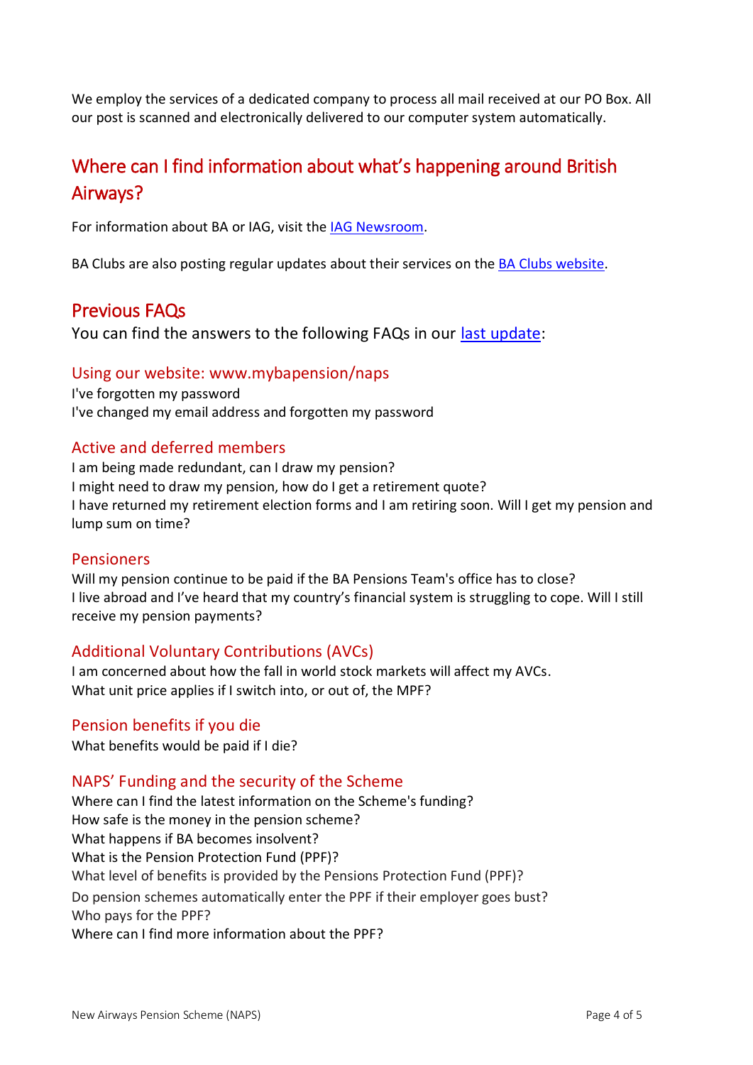We employ the services of a dedicated company to process all mail received at our PO Box. All our post is scanned and electronically delivered to our computer system automatically.

## Where can I find information about what's happening around British Airways?

For information about BA or IAG, visit the IAG Newsroom.

BA Clubs are also posting regular updates about their services on the BA Clubs website.

## Previous FAQs

You can find the answers to the following FAQs in our last update:

### Using our website: www.mybapension/naps

I've forgotten my password
I've changed my email address and forgotten my password

### Active and deferred members

I am being made redundant, can I draw my pension?
I might need to draw my pension, how do I get a retirement quote?
I have returned my retirement election forms and I am retiring soon. Will I get my pension and lump sum on time?

### Pensioners

Will my pension continue to be paid if the BA Pensions Team's office has to close?
I live abroad and I've heard that my country's financial system is struggling to cope. Will I still receive my pension payments?

### Additional Voluntary Contributions (AVCs)

I am concerned about how the fall in world stock markets will affect my AVCs.
What unit price applies if I switch into, or out of, the MPF?

### Pension benefits if you die

What benefits would be paid if I die?

### NAPS' Funding and the security of the Scheme

Where can I find the latest information on the Scheme's funding?
How safe is the money in the pension scheme?
What happens if BA becomes insolvent?
What is the Pension Protection Fund (PPF)?
What level of benefits is provided by the Pensions Protection Fund (PPF)?
Do pension schemes automatically enter the PPF if their employer goes bust?
Who pays for the PPF?
Where can I find more information about the PPF?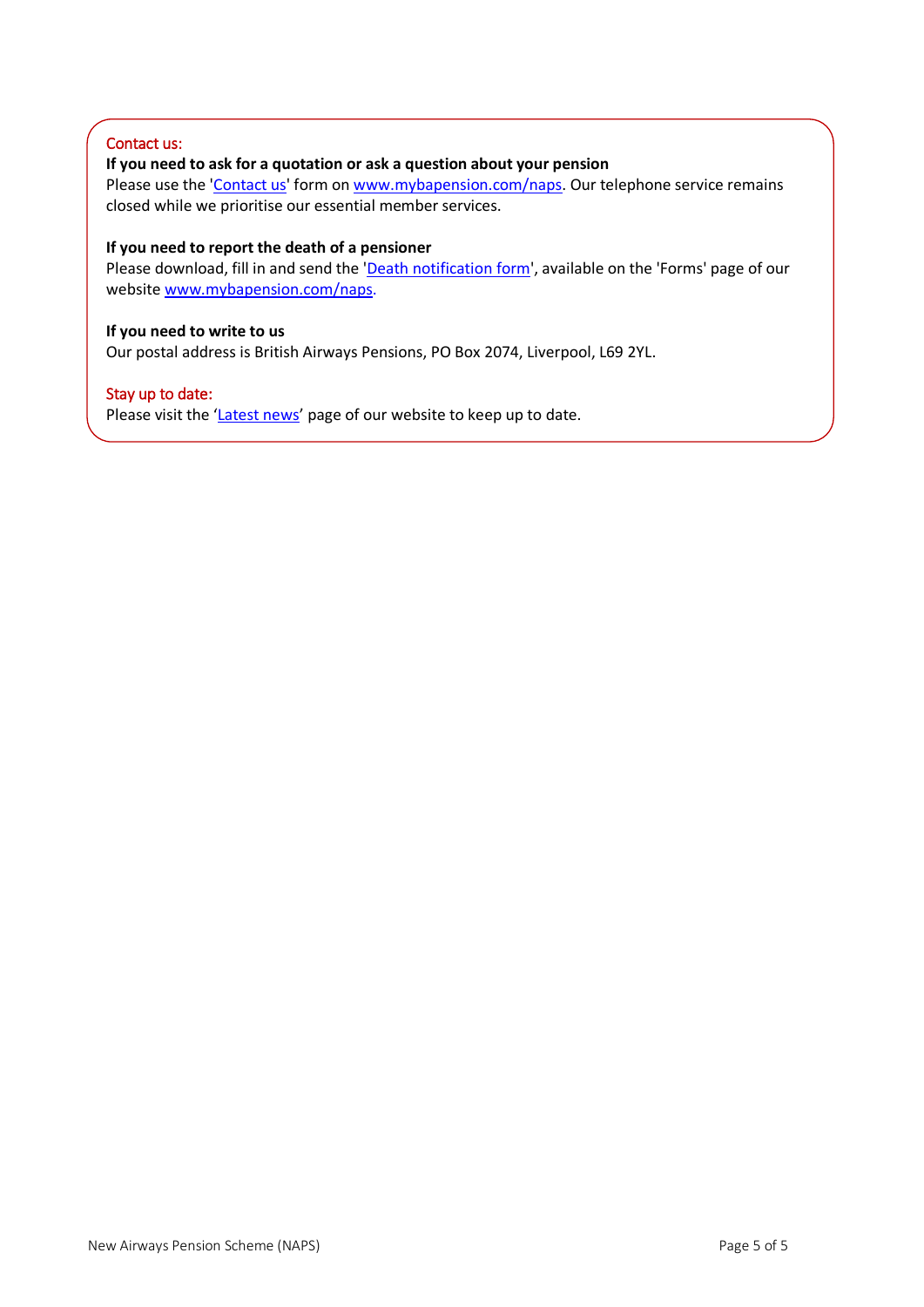## Contact us:

**If you need to ask for a quotation or ask a question about your pension**
Please use the 'Contact us' form on www.mybapension.com/naps. Our telephone service remains closed while we prioritise our essential member services.

**If you need to report the death of a pensioner**
Please download, fill in and send the 'Death notification form', available on the 'Forms' page of our website www.mybapension.com/naps.

**If you need to write to us**
Our postal address is British Airways Pensions, PO Box 2074, Liverpool, L69 2YL.

## Stay up to date:

Please visit the 'Latest news' page of our website to keep up to date.